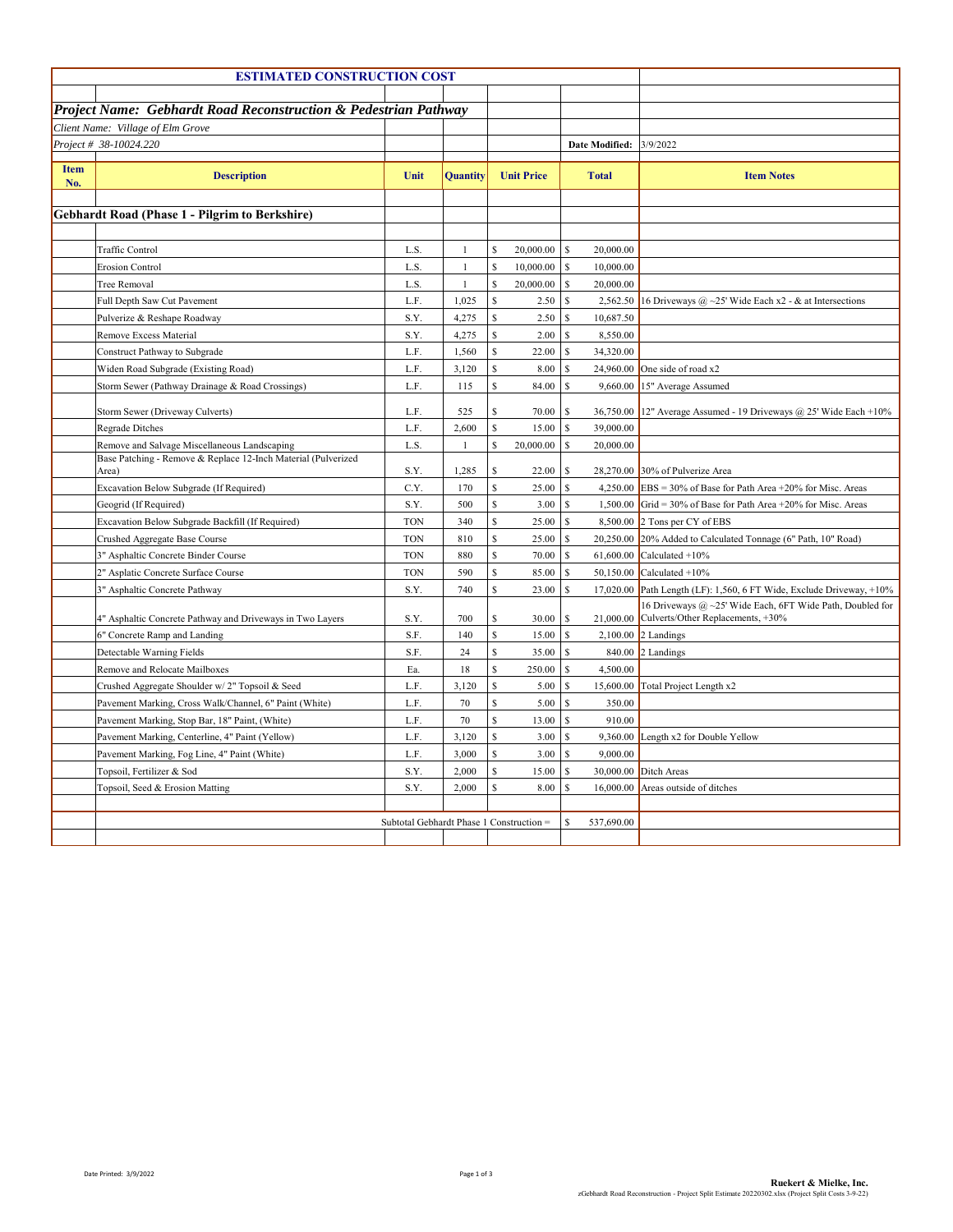## ESTIMATED CONSTRUCTION COST

### *Project Name: Gebhardt Road Reconstruction & Pedestrian Pathway*

*Client Name: Village of Elm Grove*

*Project # 38-10024.220*

**Date Modified:** 3/9/2022

| Item No. | Description | Unit | Quantity | Unit Price | Total | Item Notes |
|---|---|---|---|---|---|---|
| | **Gebhardt Road (Phase 1 - Pilgrim to Berkshire)** | | | | | |
| | Traffic Control | L.S. | 1 | $ 20,000.00 | $ 20,000.00 | |
| | Erosion Control | L.S. | 1 | $ 10,000.00 | $ 10,000.00 | |
| | Tree Removal | L.S. | 1 | $ 20,000.00 | $ 20,000.00 | |
| | Full Depth Saw Cut Pavement | L.F. | 1,025 | $ 2.50 | $ 2,562.50 | 16 Driveways @ ~25' Wide Each x2 - & at Intersections |
| | Pulverize & Reshape Roadway | S.Y. | 4,275 | $ 2.50 | $ 10,687.50 | |
| | Remove Excess Material | S.Y. | 4,275 | $ 2.00 | $ 8,550.00 | |
| | Construct Pathway to Subgrade | L.F. | 1,560 | $ 22.00 | $ 34,320.00 | |
| | Widen Road Subgrade (Existing Road) | L.F. | 3,120 | $ 8.00 | $ 24,960.00 | One side of road x2 |
| | Storm Sewer (Pathway Drainage & Road Crossings) | L.F. | 115 | $ 84.00 | $ 9,660.00 | 15" Average Assumed |
| | Storm Sewer (Driveway Culverts) | L.F. | 525 | $ 70.00 | $ 36,750.00 | 12" Average Assumed - 19 Driveways @ 25' Wide Each +10% |
| | Regrade Ditches | L.F. | 2,600 | $ 15.00 | $ 39,000.00 | |
| | Remove and Salvage Miscellaneous Landscaping | L.S. | 1 | $ 20,000.00 | $ 20,000.00 | |
| | Base Patching - Remove & Replace 12-Inch Material (Pulverized Area) | S.Y. | 1,285 | $ 22.00 | $ 28,270.00 | 30% of Pulverize Area |
| | Excavation Below Subgrade (If Required) | C.Y. | 170 | $ 25.00 | $ 4,250.00 | EBS = 30% of Base for Path Area +20% for Misc. Areas |
| | Geogrid (If Required) | S.Y. | 500 | $ 3.00 | $ 1,500.00 | Grid = 30% of Base for Path Area +20% for Misc. Areas |
| | Excavation Below Subgrade Backfill (If Required) | TON | 340 | $ 25.00 | $ 8,500.00 | 2 Tons per CY of EBS |
| | Crushed Aggregate Base Course | TON | 810 | $ 25.00 | $ 20,250.00 | 20% Added to Calculated Tonnage (6" Path, 10" Road) |
| | 3" Asphaltic Concrete Binder Course | TON | 880 | $ 70.00 | $ 61,600.00 | Calculated +10% |
| | 2" Asplatic Concrete Surface Course | TON | 590 | $ 85.00 | $ 50,150.00 | Calculated +10% |
| | 3" Asphaltic Concrete Pathway | S.Y. | 740 | $ 23.00 | $ 17,020.00 | Path Length (LF): 1,560, 6 FT Wide, Exclude Driveway, +10% |
| | 4" Asphaltic Concrete Pathway and Driveways in Two Layers | S.Y. | 700 | $ 30.00 | $ 21,000.00 | 16 Driveways @ ~25' Wide Each, 6FT Wide Path, Doubled for Culverts/Other Replacements, +30% |
| | 6" Concrete Ramp and Landing | S.F. | 140 | $ 15.00 | $ 2,100.00 | 2 Landings |
| | Detectable Warning Fields | S.F. | 24 | $ 35.00 | $ 840.00 | 2 Landings |
| | Remove and Relocate Mailboxes | Ea. | 18 | $ 250.00 | $ 4,500.00 | |
| | Crushed Aggregate Shoulder w/ 2" Topsoil & Seed | L.F. | 3,120 | $ 5.00 | $ 15,600.00 | Total Project Length x2 |
| | Pavement Marking, Cross Walk/Channel, 6" Paint (White) | L.F. | 70 | $ 5.00 | $ 350.00 | |
| | Pavement Marking, Stop Bar, 18" Paint, (White) | L.F. | 70 | $ 13.00 | $ 910.00 | |
| | Pavement Marking, Centerline, 4" Paint (Yellow) | L.F. | 3,120 | $ 3.00 | $ 9,360.00 | Length x2 for Double Yellow |
| | Pavement Marking, Fog Line, 4" Paint (White) | L.F. | 3,000 | $ 3.00 | $ 9,000.00 | |
| | Topsoil, Fertilizer & Sod | S.Y. | 2,000 | $ 15.00 | $ 30,000.00 | Ditch Areas |
| | Topsoil, Seed & Erosion Matting | S.Y. | 2,000 | $ 8.00 | $ 16,000.00 | Areas outside of ditches |
| | | | | Subtotal Gebhardt Phase 1 Construction = | $ 537,690.00 | |

Date Printed: 3/9/2022

**Ruekert & Mielke, Inc.**
zGebhardt Road Reconstruction - Project Split Estimate 20220302.xlsx (Project Split Costs 3-9-22)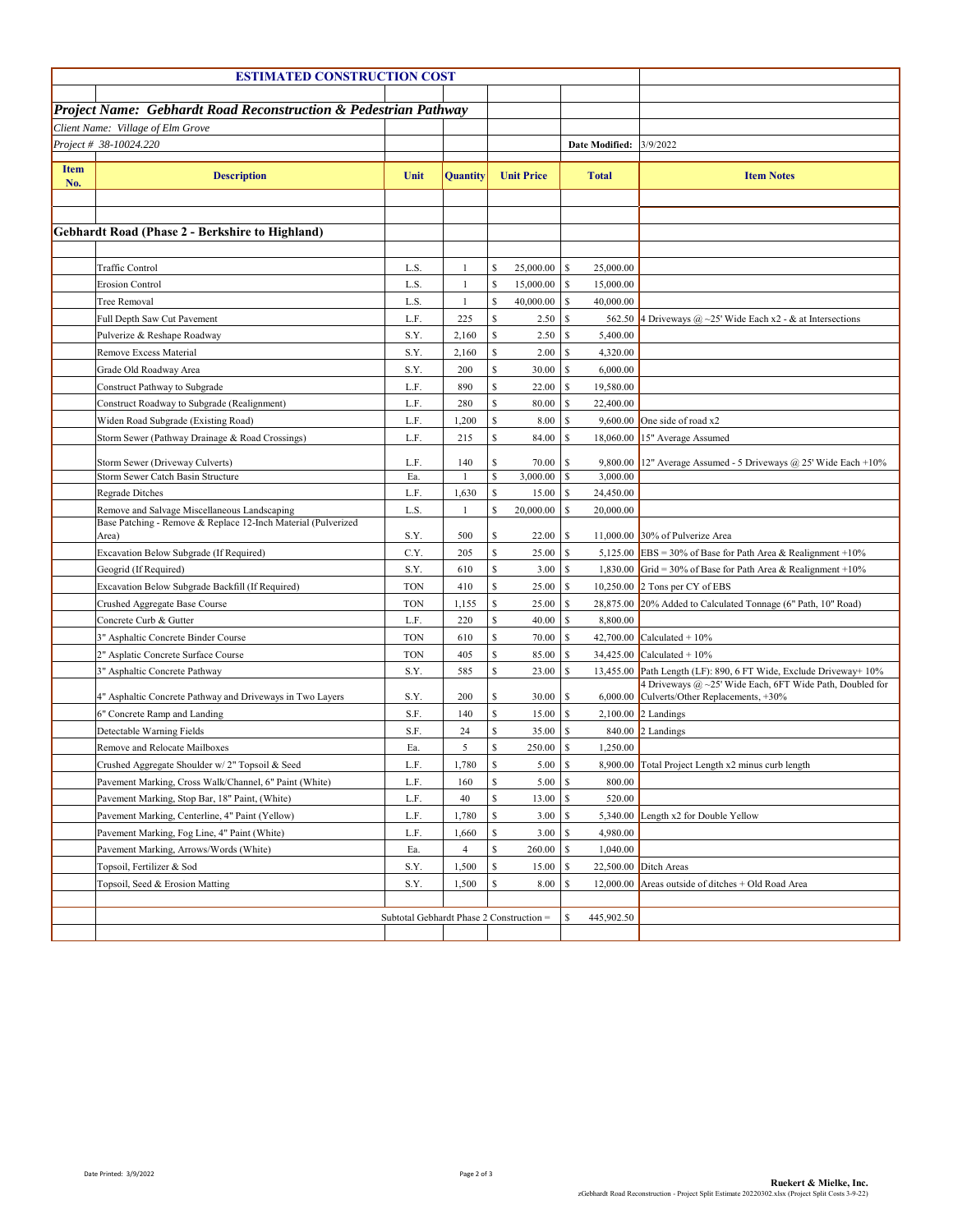## ESTIMATED CONSTRUCTION COST

### *Project Name: Gebhardt Road Reconstruction & Pedestrian Pathway*

*Client Name: Village of Elm Grove*

*Project # 38-10024.220*

**Date Modified:** 3/9/2022

| Item No. | Description | Unit | Quantity | Unit Price | Total | Item Notes |
|---|---|---|---|---|---|---|
| | **Gebhardt Road (Phase 2 - Berkshire to Highland)** | | | | | |
| | Traffic Control | L.S. | 1 | $ 25,000.00 | $ 25,000.00 | |
| | Erosion Control | L.S. | 1 | $ 15,000.00 | $ 15,000.00 | |
| | Tree Removal | L.S. | 1 | $ 40,000.00 | $ 40,000.00 | |
| | Full Depth Saw Cut Pavement | L.F. | 225 | $ 2.50 | $ 562.50 | 4 Driveways @ ~25' Wide Each x2 - & at Intersections |
| | Pulverize & Reshape Roadway | S.Y. | 2,160 | $ 2.50 | $ 5,400.00 | |
| | Remove Excess Material | S.Y. | 2,160 | $ 2.00 | $ 4,320.00 | |
| | Grade Old Roadway Area | S.Y. | 200 | $ 30.00 | $ 6,000.00 | |
| | Construct Pathway to Subgrade | L.F. | 890 | $ 22.00 | $ 19,580.00 | |
| | Construct Roadway to Subgrade (Realignment) | L.F. | 280 | $ 80.00 | $ 22,400.00 | |
| | Widen Road Subgrade (Existing Road) | L.F. | 1,200 | $ 8.00 | $ 9,600.00 | One side of road x2 |
| | Storm Sewer (Pathway Drainage & Road Crossings) | L.F. | 215 | $ 84.00 | $ 18,060.00 | 15" Average Assumed |
| | Storm Sewer (Driveway Culverts) | L.F. | 140 | $ 70.00 | $ 9,800.00 | 12" Average Assumed - 5 Driveways @ 25' Wide Each +10% |
| | Storm Sewer Catch Basin Structure | Ea. | 1 | $ 3,000.00 | $ 3,000.00 | |
| | Regrade Ditches | L.F. | 1,630 | $ 15.00 | $ 24,450.00 | |
| | Remove and Salvage Miscellaneous Landscaping | L.S. | 1 | $ 20,000.00 | $ 20,000.00 | |
| | Base Patching - Remove & Replace 12-Inch Material (Pulverized Area) | S.Y. | 500 | $ 22.00 | $ 11,000.00 | 30% of Pulverize Area |
| | Excavation Below Subgrade (If Required) | C.Y. | 205 | $ 25.00 | $ 5,125.00 | EBS = 30% of Base for Path Area & Realignment +10% |
| | Geogrid (If Required) | S.Y. | 610 | $ 3.00 | $ 1,830.00 | Grid = 30% of Base for Path Area & Realignment +10% |
| | Excavation Below Subgrade Backfill (If Required) | TON | 410 | $ 25.00 | $ 10,250.00 | 2 Tons per CY of EBS |
| | Crushed Aggregate Base Course | TON | 1,155 | $ 25.00 | $ 28,875.00 | 20% Added to Calculated Tonnage (6" Path, 10" Road) |
| | Concrete Curb & Gutter | L.F. | 220 | $ 40.00 | $ 8,800.00 | |
| | 3" Asphaltic Concrete Binder Course | TON | 610 | $ 70.00 | $ 42,700.00 | Calculated + 10% |
| | 2" Asplatic Concrete Surface Course | TON | 405 | $ 85.00 | $ 34,425.00 | Calculated + 10% |
| | 3" Asphaltic Concrete Pathway | S.Y. | 585 | $ 23.00 | $ 13,455.00 | Path Length (LF): 890, 6 FT Wide, Exclude Driveway+ 10% |
| | 4" Asphaltic Concrete Pathway and Driveways in Two Layers | S.Y. | 200 | $ 30.00 | $ 6,000.00 | 4 Driveways @ ~25' Wide Each, 6FT Wide Path, Doubled for Culverts/Other Replacements, +30% |
| | 6" Concrete Ramp and Landing | S.F. | 140 | $ 15.00 | $ 2,100.00 | 2 Landings |
| | Detectable Warning Fields | S.F. | 24 | $ 35.00 | $ 840.00 | 2 Landings |
| | Remove and Relocate Mailboxes | Ea. | 5 | $ 250.00 | $ 1,250.00 | |
| | Crushed Aggregate Shoulder w/ 2" Topsoil & Seed | L.F. | 1,780 | $ 5.00 | $ 8,900.00 | Total Project Length x2 minus curb length |
| | Pavement Marking, Cross Walk/Channel, 6" Paint (White) | L.F. | 160 | $ 5.00 | $ 800.00 | |
| | Pavement Marking, Stop Bar, 18" Paint, (White) | L.F. | 40 | $ 13.00 | $ 520.00 | |
| | Pavement Marking, Centerline, 4" Paint (Yellow) | L.F. | 1,780 | $ 3.00 | $ 5,340.00 | Length x2 for Double Yellow |
| | Pavement Marking, Fog Line, 4" Paint (White) | L.F. | 1,660 | $ 3.00 | $ 4,980.00 | |
| | Pavement Marking, Arrows/Words (White) | Ea. | 4 | $ 260.00 | $ 1,040.00 | |
| | Topsoil, Fertilizer & Sod | S.Y. | 1,500 | $ 15.00 | $ 22,500.00 | Ditch Areas |
| | Topsoil, Seed & Erosion Matting | S.Y. | 1,500 | $ 8.00 | $ 12,000.00 | Areas outside of ditches + Old Road Area |
| | | Subtotal Gebhardt Phase 2 Construction = | | | $ 445,902.50 | |

Date Printed: 3/9/2022

**Ruekert & Mielke, Inc.**
zGebhardt Road Reconstruction - Project Split Estimate 20220302.xlsx (Project Split Costs 3-9-22)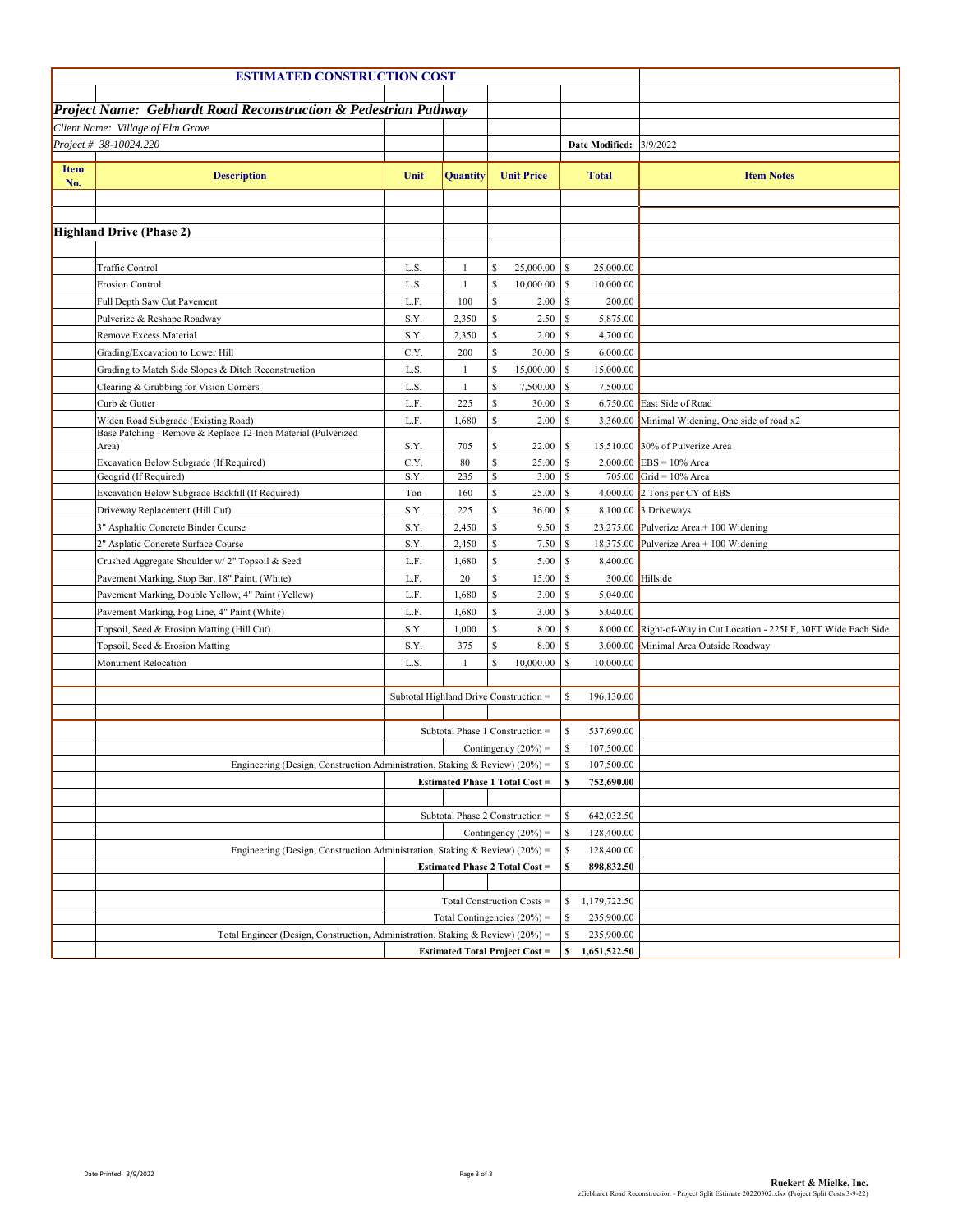## ESTIMATED CONSTRUCTION COST

***Project Name: Gebhardt Road Reconstruction & Pedestrian Pathway***

*Client Name: Village of Elm Grove*

*Project # 38-10024.220*

**Date Modified:** 3/9/2022

| Item No. | Description | Unit | Quantity | Unit Price | Total | Item Notes |
|---|---|---|---|---|---|---|
| | **Highland Drive (Phase 2)** | | | | | |
| | Traffic Control | L.S. | 1 | $ 25,000.00 | $ 25,000.00 | |
| | Erosion Control | L.S. | 1 | $ 10,000.00 | $ 10,000.00 | |
| | Full Depth Saw Cut Pavement | L.F. | 100 | $ 2.00 | $ 200.00 | |
| | Pulverize & Reshape Roadway | S.Y. | 2,350 | $ 2.50 | $ 5,875.00 | |
| | Remove Excess Material | S.Y. | 2,350 | $ 2.00 | $ 4,700.00 | |
| | Grading/Excavation to Lower Hill | C.Y. | 200 | $ 30.00 | $ 6,000.00 | |
| | Grading to Match Side Slopes & Ditch Reconstruction | L.S. | 1 | $ 15,000.00 | $ 15,000.00 | |
| | Clearing & Grubbing for Vision Corners | L.S. | 1 | $ 7,500.00 | $ 7,500.00 | |
| | Curb & Gutter | L.F. | 225 | $ 30.00 | $ 6,750.00 | East Side of Road |
| | Widen Road Subgrade (Existing Road) | L.F. | 1,680 | $ 2.00 | $ 3,360.00 | Minimal Widening, One side of road x2 |
| | Base Patching - Remove & Replace 12-Inch Material (Pulverized Area) | S.Y. | 705 | $ 22.00 | $ 15,510.00 | 30% of Pulverize Area |
| | Excavation Below Subgrade (If Required) | C.Y. | 80 | $ 25.00 | $ 2,000.00 | EBS = 10% Area |
| | Geogrid (If Required) | S.Y. | 235 | $ 3.00 | $ 705.00 | Grid = 10% Area |
| | Excavation Below Subgrade Backfill (If Required) | Ton | 160 | $ 25.00 | $ 4,000.00 | 2 Tons per CY of EBS |
| | Driveway Replacement (Hill Cut) | S.Y. | 225 | $ 36.00 | $ 8,100.00 | 3 Driveways |
| | 3" Asphaltic Concrete Binder Course | S.Y. | 2,450 | $ 9.50 | $ 23,275.00 | Pulverize Area + 100 Widening |
| | 2" Asplatic Concrete Surface Course | S.Y. | 2,450 | $ 7.50 | $ 18,375.00 | Pulverize Area + 100 Widening |
| | Crushed Aggregate Shoulder w/ 2" Topsoil & Seed | L.F. | 1,680 | $ 5.00 | $ 8,400.00 | |
| | Pavement Marking, Stop Bar, 18" Paint, (White) | L.F. | 20 | $ 15.00 | $ 300.00 | Hillside |
| | Pavement Marking, Double Yellow, 4" Paint (Yellow) | L.F. | 1,680 | $ 3.00 | $ 5,040.00 | |
| | Pavement Marking, Fog Line, 4" Paint (White) | L.F. | 1,680 | $ 3.00 | $ 5,040.00 | |
| | Topsoil, Seed & Erosion Matting (Hill Cut) | S.Y. | 1,000 | $ 8.00 | $ 8,000.00 | Right-of-Way in Cut Location - 225LF, 30FT Wide Each Side |
| | Topsoil, Seed & Erosion Matting | S.Y. | 375 | $ 8.00 | $ 3,000.00 | Minimal Area Outside Roadway |
| | Monument Relocation | L.S. | 1 | $ 10,000.00 | $ 10,000.00 | |
| | | Subtotal Highland Drive Construction = | | | $ 196,130.00 | |
| | | Subtotal Phase 1 Construction = | | | $ 537,690.00 | |
| | | Contingency (20%) = | | | $ 107,500.00 | |
| | Engineering (Design, Construction Administration, Staking & Review) (20%) = | | | | $ 107,500.00 | |
| | | **Estimated Phase 1 Total Cost =** | | | **$ 752,690.00** | |
| | | Subtotal Phase 2 Construction = | | | $ 642,032.50 | |
| | | Contingency (20%) = | | | $ 128,400.00 | |
| | Engineering (Design, Construction Administration, Staking & Review) (20%) = | | | | $ 128,400.00 | |
| | | **Estimated Phase 2 Total Cost =** | | | **$ 898,832.50** | |
| | | Total Construction Costs = | | | $ 1,179,722.50 | |
| | | Total Contingencies (20%) = | | | $ 235,900.00 | |
| | Total Engineer (Design, Construction, Administration, Staking & Review) (20%) = | | | | $ 235,900.00 | |
| | | **Estimated Total Project Cost =** | | | **$ 1,651,522.50** | |

Date Printed: 3/9/2022

Ruekert & Mielke, Inc.

zGebhardt Road Reconstruction - Project Split Estimate 20220302.xlsx (Project Split Costs 3-9-22)